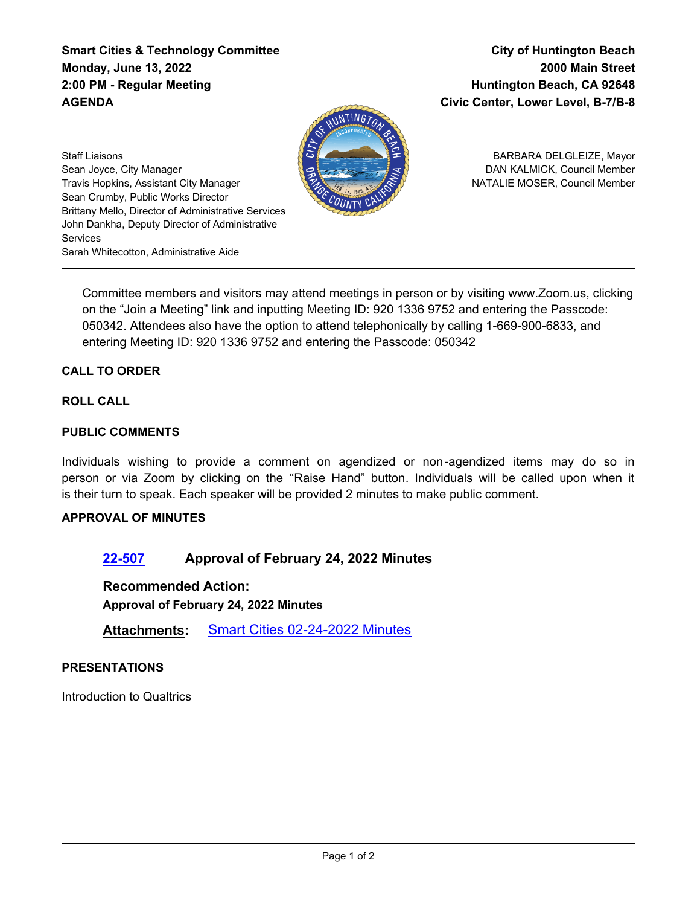**Smart Cities & Technology Committee**
**Monday, June 13, 2022**
**2:00 PM - Regular Meeting**
**AGENDA**

**City of Huntington Beach**
**2000 Main Street**
**Huntington Beach, CA 92648**
**Civic Center, Lower Level, B-7/B-8**

Staff Liaisons
Sean Joyce, City Manager
Travis Hopkins, Assistant City Manager
Sean Crumby, Public Works Director
Brittany Mello, Director of Administrative Services
John Dankha, Deputy Director of Administrative Services
Sarah Whitecotton, Administrative Aide

BARBARA DELGLEIZE, Mayor
DAN KALMICK, Council Member
NATALIE MOSER, Council Member

---

Committee members and visitors may attend meetings in person or by visiting www.Zoom.us, clicking on the "Join a Meeting" link and inputting Meeting ID: 920 1336 9752 and entering the Passcode: 050342. Attendees also have the option to attend telephonically by calling 1-669-900-6833, and entering Meeting ID: 920 1336 9752 and entering the Passcode: 050342

**CALL TO ORDER**

**ROLL CALL**

**PUBLIC COMMENTS**

Individuals wishing to provide a comment on agendized or non-agendized items may do so in person or via Zoom by clicking on the "Raise Hand" button. Individuals will be called upon when it is their turn to speak. Each speaker will be provided 2 minutes to make public comment.

**APPROVAL OF MINUTES**

**22-507 Approval of February 24, 2022 Minutes**

**Recommended Action:**
**Approval of February 24, 2022 Minutes**

**Attachments:** Smart Cities 02-24-2022 Minutes

**PRESENTATIONS**

Introduction to Qualtrics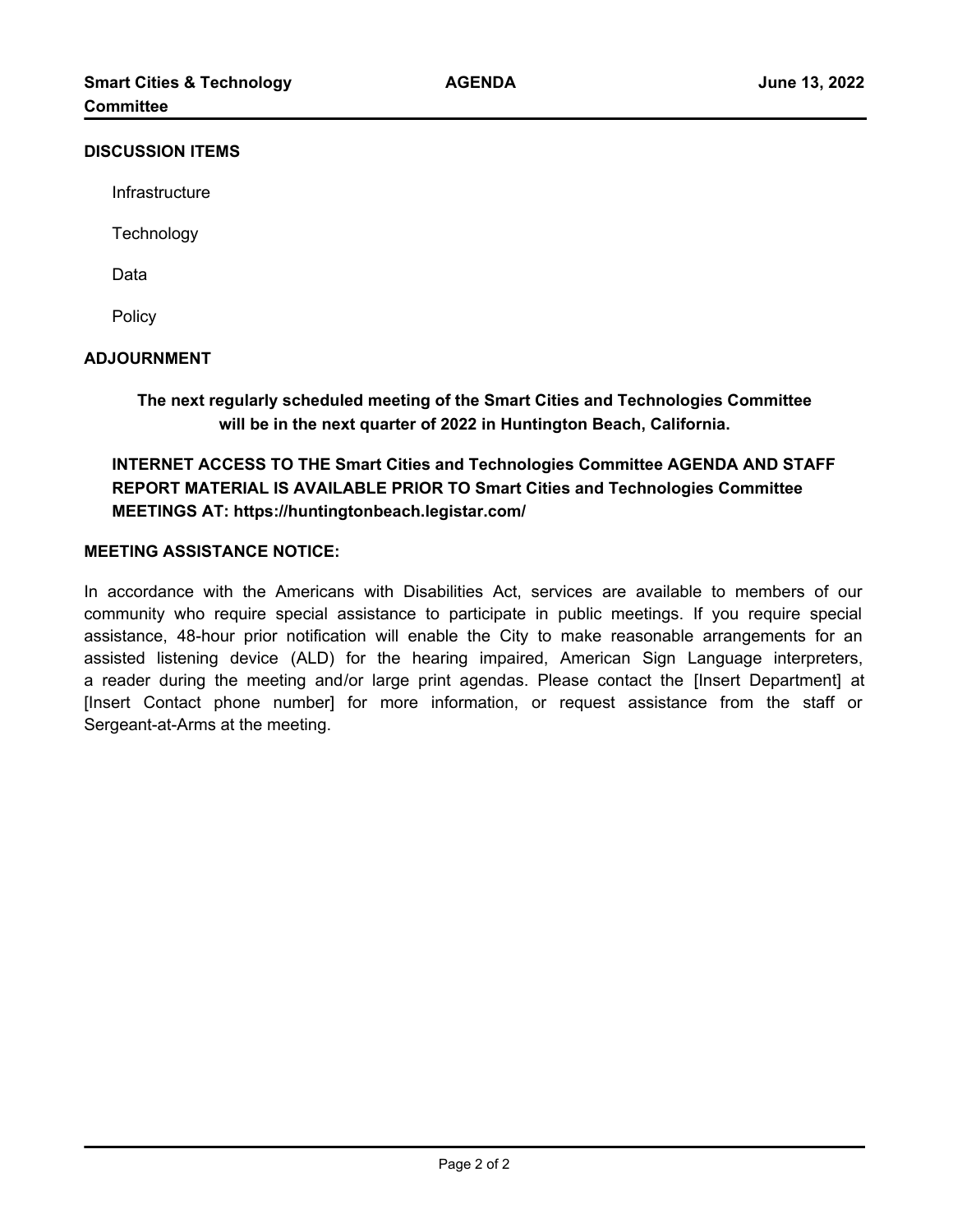## DISCUSSION ITEMS

Infrastructure

Technology

Data

Policy

## ADJOURNMENT

**The next regularly scheduled meeting of the Smart Cities and Technologies Committee will be in the next quarter of 2022 in Huntington Beach, California.**

**INTERNET ACCESS TO THE Smart Cities and Technologies Committee AGENDA AND STAFF REPORT MATERIAL IS AVAILABLE PRIOR TO Smart Cities and Technologies Committee MEETINGS AT: https://huntingtonbeach.legistar.com/**

## MEETING ASSISTANCE NOTICE:

In accordance with the Americans with Disabilities Act, services are available to members of our community who require special assistance to participate in public meetings. If you require special assistance, 48-hour prior notification will enable the City to make reasonable arrangements for an assisted listening device (ALD) for the hearing impaired, American Sign Language interpreters, a reader during the meeting and/or large print agendas. Please contact the [Insert Department] at [Insert Contact phone number] for more information, or request assistance from the staff or Sergeant-at-Arms at the meeting.